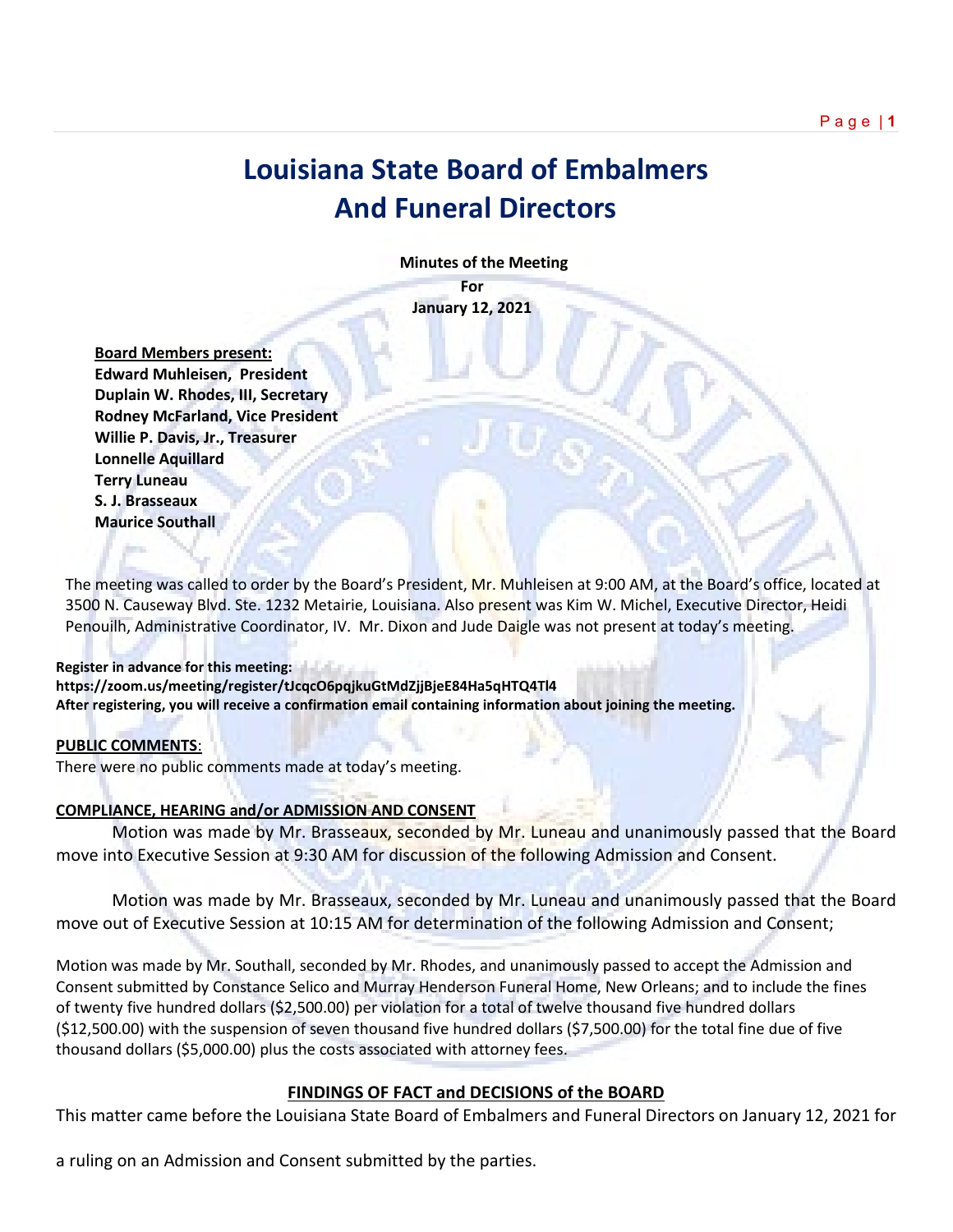# Louisiana State Board of Embalmers And Funeral Directors

**Minutes of the Meeting**
**For**
**January 12, 2021**

**Board Members present:**
**Edward Muhleisen, President**
**Duplain W. Rhodes, III, Secretary**
**Rodney McFarland, Vice President**
**Willie P. Davis, Jr., Treasurer**
**Lonnelle Aquillard**
**Terry Luneau**
**S. J. Brasseaux**
**Maurice Southall**

The meeting was called to order by the Board's President, Mr. Muhleisen at 9:00 AM, at the Board's office, located at 3500 N. Causeway Blvd. Ste. 1232 Metairie, Louisiana. Also present was Kim W. Michel, Executive Director, Heidi Penouilh, Administrative Coordinator, IV. Mr. Dixon and Jude Daigle was not present at today's meeting.

**Register in advance for this meeting:**
**https://zoom.us/meeting/register/tJcqcO6pqjkuGtMdZjjBjeE84Ha5qHTQ4Tl4**
**After registering, you will receive a confirmation email containing information about joining the meeting.**

**PUBLIC COMMENTS**:
There were no public comments made at today's meeting.

**COMPLIANCE, HEARING and/or ADMISSION AND CONSENT**

Motion was made by Mr. Brasseaux, seconded by Mr. Luneau and unanimously passed that the Board move into Executive Session at 9:30 AM for discussion of the following Admission and Consent.

Motion was made by Mr. Brasseaux, seconded by Mr. Luneau and unanimously passed that the Board move out of Executive Session at 10:15 AM for determination of the following Admission and Consent;

Motion was made by Mr. Southall, seconded by Mr. Rhodes, and unanimously passed to accept the Admission and Consent submitted by Constance Selico and Murray Henderson Funeral Home, New Orleans; and to include the fines of twenty five hundred dollars ($2,500.00) per violation for a total of twelve thousand five hundred dollars ($12,500.00) with the suspension of seven thousand five hundred dollars ($7,500.00) for the total fine due of five thousand dollars ($5,000.00) plus the costs associated with attorney fees.

**FINDINGS OF FACT and DECISIONS of the BOARD**

This matter came before the Louisiana State Board of Embalmers and Funeral Directors on January 12, 2021 for a ruling on an Admission and Consent submitted by the parties.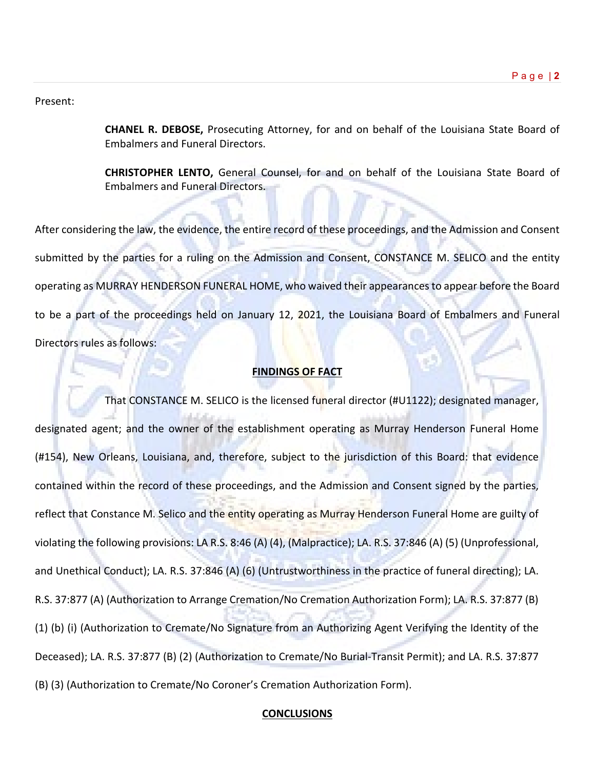Present:

> **CHANEL R. DEBOSE,** Prosecuting Attorney, for and on behalf of the Louisiana State Board of Embalmers and Funeral Directors.
>
> **CHRISTOPHER LENTO,** General Counsel, for and on behalf of the Louisiana State Board of Embalmers and Funeral Directors.

After considering the law, the evidence, the entire record of these proceedings, and the Admission and Consent submitted by the parties for a ruling on the Admission and Consent, CONSTANCE M. SELICO and the entity operating as MURRAY HENDERSON FUNERAL HOME, who waived their appearances to appear before the Board to be a part of the proceedings held on January 12, 2021, the Louisiana Board of Embalmers and Funeral Directors rules as follows:

**FINDINGS OF FACT**

That CONSTANCE M. SELICO is the licensed funeral director (#U1122); designated manager, designated agent; and the owner of the establishment operating as Murray Henderson Funeral Home (#154), New Orleans, Louisiana, and, therefore, subject to the jurisdiction of this Board: that evidence contained within the record of these proceedings, and the Admission and Consent signed by the parties, reflect that Constance M. Selico and the entity operating as Murray Henderson Funeral Home are guilty of violating the following provisions: LA R.S. 8:46 (A) (4), (Malpractice); LA. R.S. 37:846 (A) (5) (Unprofessional, and Unethical Conduct); LA. R.S. 37:846 (A) (6) (Untrustworthiness in the practice of funeral directing); LA. R.S. 37:877 (A) (Authorization to Arrange Cremation/No Cremation Authorization Form); LA. R.S. 37:877 (B) (1) (b) (i) (Authorization to Cremate/No Signature from an Authorizing Agent Verifying the Identity of the Deceased); LA. R.S. 37:877 (B) (2) (Authorization to Cremate/No Burial-Transit Permit); and LA. R.S. 37:877 (B) (3) (Authorization to Cremate/No Coroner's Cremation Authorization Form).

**CONCLUSIONS**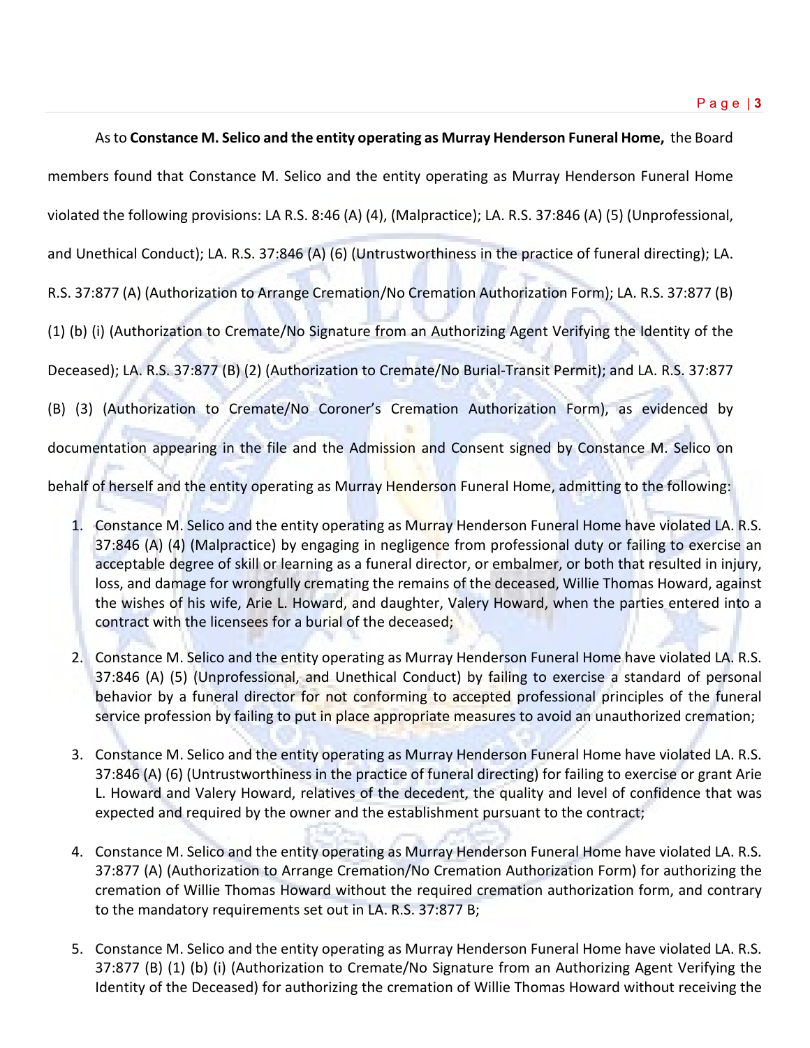As to **Constance M. Selico and the entity operating as Murray Henderson Funeral Home,** the Board members found that Constance M. Selico and the entity operating as Murray Henderson Funeral Home violated the following provisions: LA R.S. 8:46 (A) (4), (Malpractice); LA. R.S. 37:846 (A) (5) (Unprofessional, and Unethical Conduct); LA. R.S. 37:846 (A) (6) (Untrustworthiness in the practice of funeral directing); LA. R.S. 37:877 (A) (Authorization to Arrange Cremation/No Cremation Authorization Form); LA. R.S. 37:877 (B) (1) (b) (i) (Authorization to Cremate/No Signature from an Authorizing Agent Verifying the Identity of the Deceased); LA. R.S. 37:877 (B) (2) (Authorization to Cremate/No Burial-Transit Permit); and LA. R.S. 37:877 (B) (3) (Authorization to Cremate/No Coroner's Cremation Authorization Form), as evidenced by documentation appearing in the file and the Admission and Consent signed by Constance M. Selico on behalf of herself and the entity operating as Murray Henderson Funeral Home, admitting to the following:

1. Constance M. Selico and the entity operating as Murray Henderson Funeral Home have violated LA. R.S. 37:846 (A) (4) (Malpractice) by engaging in negligence from professional duty or failing to exercise an acceptable degree of skill or learning as a funeral director, or embalmer, or both that resulted in injury, loss, and damage for wrongfully cremating the remains of the deceased, Willie Thomas Howard, against the wishes of his wife, Arie L. Howard, and daughter, Valery Howard, when the parties entered into a contract with the licensees for a burial of the deceased;

2. Constance M. Selico and the entity operating as Murray Henderson Funeral Home have violated LA. R.S. 37:846 (A) (5) (Unprofessional, and Unethical Conduct) by failing to exercise a standard of personal behavior by a funeral director for not conforming to accepted professional principles of the funeral service profession by failing to put in place appropriate measures to avoid an unauthorized cremation;

3. Constance M. Selico and the entity operating as Murray Henderson Funeral Home have violated LA. R.S. 37:846 (A) (6) (Untrustworthiness in the practice of funeral directing) for failing to exercise or grant Arie L. Howard and Valery Howard, relatives of the decedent, the quality and level of confidence that was expected and required by the owner and the establishment pursuant to the contract;

4. Constance M. Selico and the entity operating as Murray Henderson Funeral Home have violated LA. R.S. 37:877 (A) (Authorization to Arrange Cremation/No Cremation Authorization Form) for authorizing the cremation of Willie Thomas Howard without the required cremation authorization form, and contrary to the mandatory requirements set out in LA. R.S. 37:877 B;

5. Constance M. Selico and the entity operating as Murray Henderson Funeral Home have violated LA. R.S. 37:877 (B) (1) (b) (i) (Authorization to Cremate/No Signature from an Authorizing Agent Verifying the Identity of the Deceased) for authorizing the cremation of Willie Thomas Howard without receiving the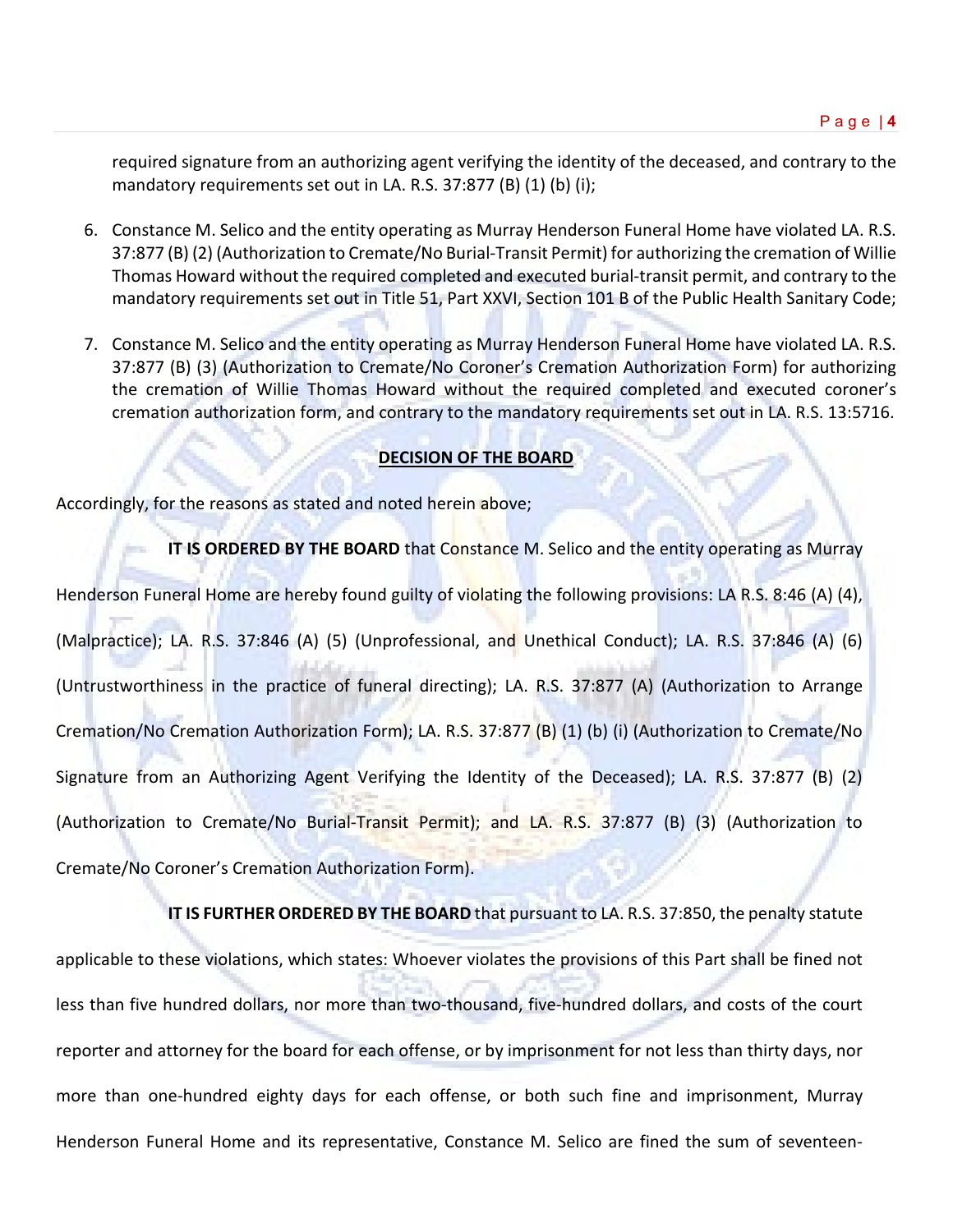required signature from an authorizing agent verifying the identity of the deceased, and contrary to the mandatory requirements set out in LA. R.S. 37:877 (B) (1) (b) (i);

6. Constance M. Selico and the entity operating as Murray Henderson Funeral Home have violated LA. R.S. 37:877 (B) (2) (Authorization to Cremate/No Burial-Transit Permit) for authorizing the cremation of Willie Thomas Howard without the required completed and executed burial-transit permit, and contrary to the mandatory requirements set out in Title 51, Part XXVI, Section 101 B of the Public Health Sanitary Code;

7. Constance M. Selico and the entity operating as Murray Henderson Funeral Home have violated LA. R.S. 37:877 (B) (3) (Authorization to Cremate/No Coroner's Cremation Authorization Form) for authorizing the cremation of Willie Thomas Howard without the required completed and executed coroner's cremation authorization form, and contrary to the mandatory requirements set out in LA. R.S. 13:5716.

**DECISION OF THE BOARD**

Accordingly, for the reasons as stated and noted herein above;

**IT IS ORDERED BY THE BOARD** that Constance M. Selico and the entity operating as Murray Henderson Funeral Home are hereby found guilty of violating the following provisions: LA R.S. 8:46 (A) (4), (Malpractice); LA. R.S. 37:846 (A) (5) (Unprofessional, and Unethical Conduct); LA. R.S. 37:846 (A) (6) (Untrustworthiness in the practice of funeral directing); LA. R.S. 37:877 (A) (Authorization to Arrange Cremation/No Cremation Authorization Form); LA. R.S. 37:877 (B) (1) (b) (i) (Authorization to Cremate/No Signature from an Authorizing Agent Verifying the Identity of the Deceased); LA. R.S. 37:877 (B) (2) (Authorization to Cremate/No Burial-Transit Permit); and LA. R.S. 37:877 (B) (3) (Authorization to Cremate/No Coroner's Cremation Authorization Form).

**IT IS FURTHER ORDERED BY THE BOARD** that pursuant to LA. R.S. 37:850, the penalty statute applicable to these violations, which states: Whoever violates the provisions of this Part shall be fined not less than five hundred dollars, nor more than two-thousand, five-hundred dollars, and costs of the court reporter and attorney for the board for each offense, or by imprisonment for not less than thirty days, nor more than one-hundred eighty days for each offense, or both such fine and imprisonment, Murray Henderson Funeral Home and its representative, Constance M. Selico are fined the sum of seventeen-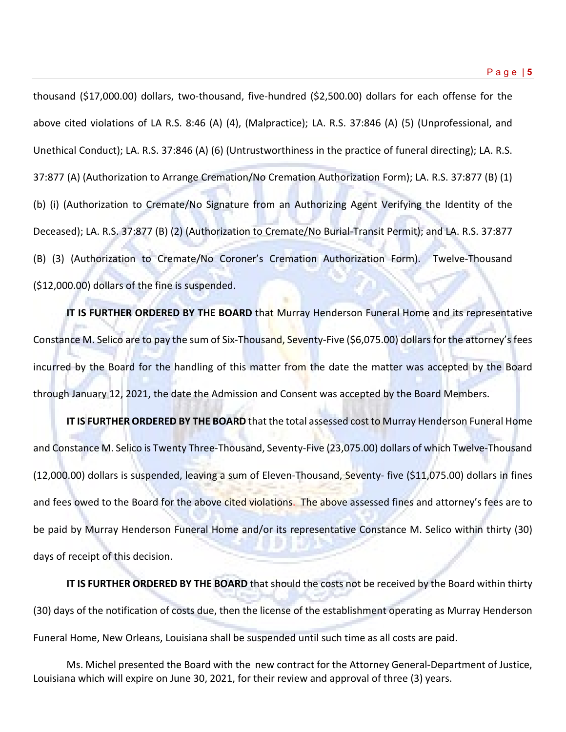thousand ($17,000.00) dollars, two-thousand, five-hundred ($2,500.00) dollars for each offense for the above cited violations of LA R.S. 8:46 (A) (4), (Malpractice); LA. R.S. 37:846 (A) (5) (Unprofessional, and Unethical Conduct); LA. R.S. 37:846 (A) (6) (Untrustworthiness in the practice of funeral directing); LA. R.S. 37:877 (A) (Authorization to Arrange Cremation/No Cremation Authorization Form); LA. R.S. 37:877 (B) (1) (b) (i) (Authorization to Cremate/No Signature from an Authorizing Agent Verifying the Identity of the Deceased); LA. R.S. 37:877 (B) (2) (Authorization to Cremate/No Burial-Transit Permit); and LA. R.S. 37:877 (B) (3) (Authorization to Cremate/No Coroner's Cremation Authorization Form). Twelve-Thousand ($12,000.00) dollars of the fine is suspended.

**IT IS FURTHER ORDERED BY THE BOARD** that Murray Henderson Funeral Home and its representative Constance M. Selico are to pay the sum of Six-Thousand, Seventy-Five ($6,075.00) dollars for the attorney's fees incurred by the Board for the handling of this matter from the date the matter was accepted by the Board through January 12, 2021, the date the Admission and Consent was accepted by the Board Members.

**IT IS FURTHER ORDERED BY THE BOARD** that the total assessed cost to Murray Henderson Funeral Home and Constance M. Selico is Twenty Three-Thousand, Seventy-Five (23,075.00) dollars of which Twelve-Thousand (12,000.00) dollars is suspended, leaving a sum of Eleven-Thousand, Seventy- five ($11,075.00) dollars in fines and fees owed to the Board for the above cited violations. The above assessed fines and attorney's fees are to be paid by Murray Henderson Funeral Home and/or its representative Constance M. Selico within thirty (30) days of receipt of this decision.

**IT IS FURTHER ORDERED BY THE BOARD** that should the costs not be received by the Board within thirty (30) days of the notification of costs due, then the license of the establishment operating as Murray Henderson Funeral Home, New Orleans, Louisiana shall be suspended until such time as all costs are paid.

Ms. Michel presented the Board with the new contract for the Attorney General-Department of Justice, Louisiana which will expire on June 30, 2021, for their review and approval of three (3) years.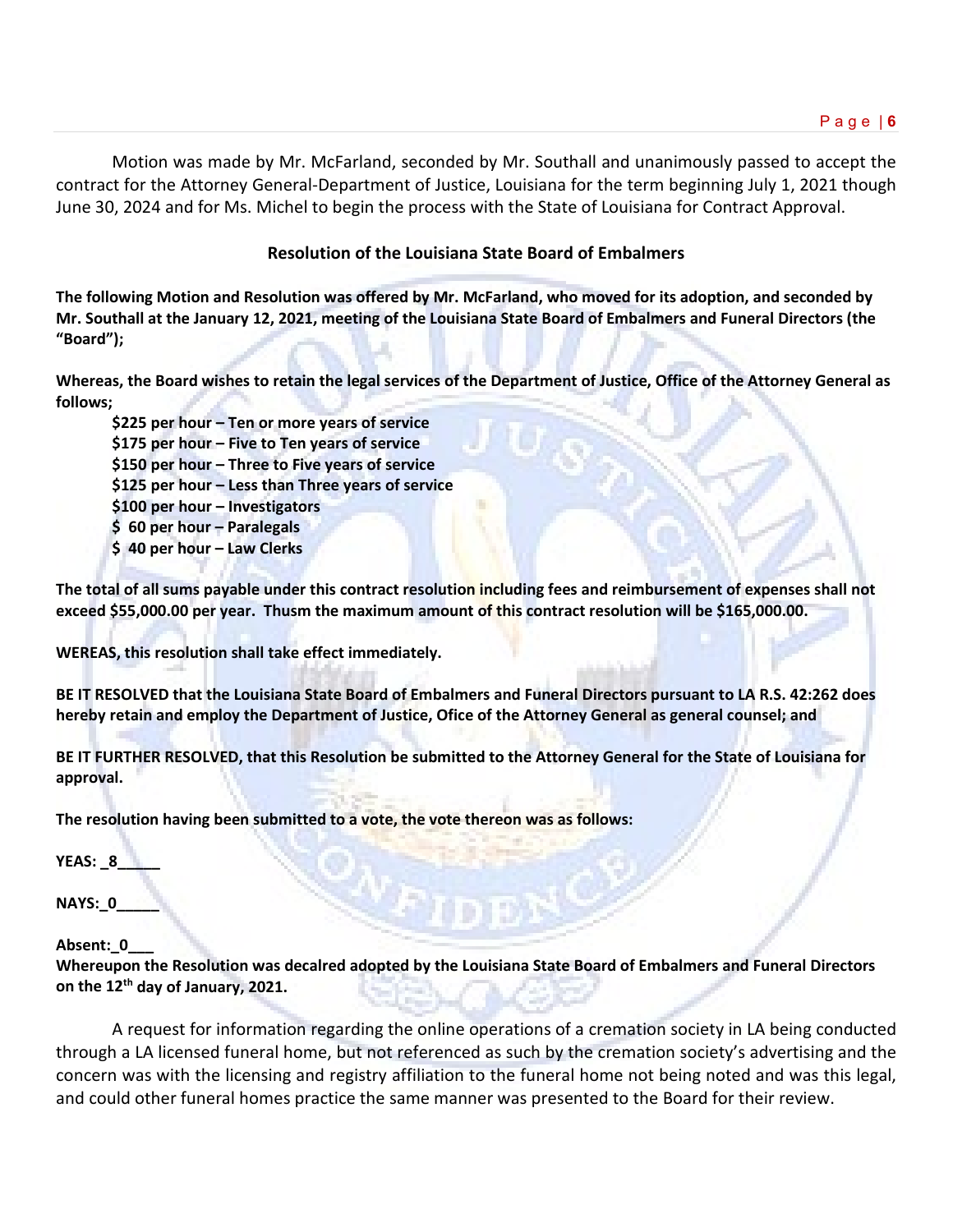Motion was made by Mr. McFarland, seconded by Mr. Southall and unanimously passed to accept the contract for the Attorney General-Department of Justice, Louisiana for the term beginning July 1, 2021 though June 30, 2024 and for Ms. Michel to begin the process with the State of Louisiana for Contract Approval.

**Resolution of the Louisiana State Board of Embalmers**

**The following Motion and Resolution was offered by Mr. McFarland, who moved for its adoption, and seconded by Mr. Southall at the January 12, 2021, meeting of the Louisiana State Board of Embalmers and Funeral Directors (the "Board");**

**Whereas, the Board wishes to retain the legal services of the Department of Justice, Office of the Attorney General as follows;**

**$225 per hour – Ten or more years of service**
**$175 per hour – Five to Ten years of service**
**$150 per hour – Three to Five years of service**
**$125 per hour – Less than Three years of service**
**$100 per hour – Investigators**
**$ 60 per hour – Paralegals**
**$ 40 per hour – Law Clerks**

**The total of all sums payable under this contract resolution including fees and reimbursement of expenses shall not exceed $55,000.00 per year. Thusm the maximum amount of this contract resolution will be $165,000.00.**

**WEREAS, this resolution shall take effect immediately.**

**BE IT RESOLVED that the Louisiana State Board of Embalmers and Funeral Directors pursuant to LA R.S. 42:262 does hereby retain and employ the Department of Justice, Ofice of the Attorney General as general counsel; and**

**BE IT FURTHER RESOLVED, that this Resolution be submitted to the Attorney General for the State of Louisiana for approval.**

**The resolution having been submitted to a vote, the vote thereon was as follows:**

**YEAS: _8_____**

**NAYS:_0_____**

**Absent:_0___**
**Whereupon the Resolution was decalred adopted by the Louisiana State Board of Embalmers and Funeral Directors on the 12th day of January, 2021.**

A request for information regarding the online operations of a cremation society in LA being conducted through a LA licensed funeral home, but not referenced as such by the cremation society's advertising and the concern was with the licensing and registry affiliation to the funeral home not being noted and was this legal, and could other funeral homes practice the same manner was presented to the Board for their review.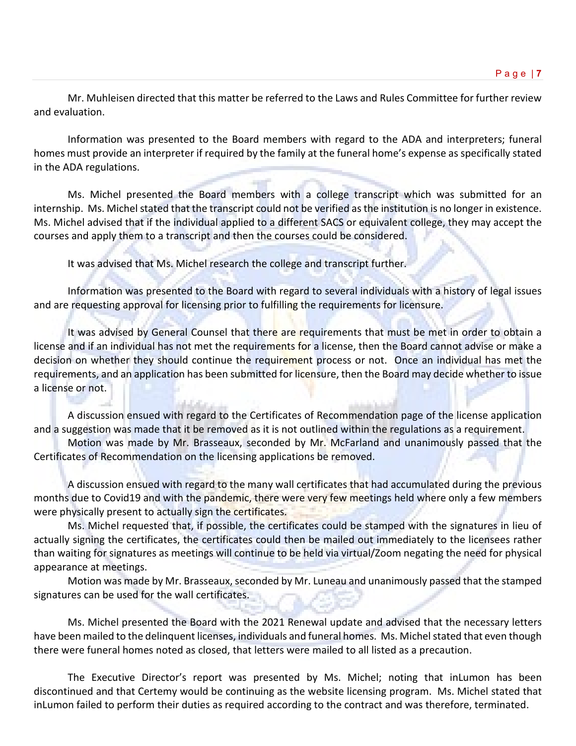Mr. Muhleisen directed that this matter be referred to the Laws and Rules Committee for further review and evaluation.

Information was presented to the Board members with regard to the ADA and interpreters; funeral homes must provide an interpreter if required by the family at the funeral home's expense as specifically stated in the ADA regulations.

Ms. Michel presented the Board members with a college transcript which was submitted for an internship. Ms. Michel stated that the transcript could not be verified as the institution is no longer in existence. Ms. Michel advised that if the individual applied to a different SACS or equivalent college, they may accept the courses and apply them to a transcript and then the courses could be considered.

It was advised that Ms. Michel research the college and transcript further.

Information was presented to the Board with regard to several individuals with a history of legal issues and are requesting approval for licensing prior to fulfilling the requirements for licensure.

It was advised by General Counsel that there are requirements that must be met in order to obtain a license and if an individual has not met the requirements for a license, then the Board cannot advise or make a decision on whether they should continue the requirement process or not. Once an individual has met the requirements, and an application has been submitted for licensure, then the Board may decide whether to issue a license or not.

A discussion ensued with regard to the Certificates of Recommendation page of the license application and a suggestion was made that it be removed as it is not outlined within the regulations as a requirement.

Motion was made by Mr. Brasseaux, seconded by Mr. McFarland and unanimously passed that the Certificates of Recommendation on the licensing applications be removed.

A discussion ensued with regard to the many wall certificates that had accumulated during the previous months due to Covid19 and with the pandemic, there were very few meetings held where only a few members were physically present to actually sign the certificates.

Ms. Michel requested that, if possible, the certificates could be stamped with the signatures in lieu of actually signing the certificates, the certificates could then be mailed out immediately to the licensees rather than waiting for signatures as meetings will continue to be held via virtual/Zoom negating the need for physical appearance at meetings.

Motion was made by Mr. Brasseaux, seconded by Mr. Luneau and unanimously passed that the stamped signatures can be used for the wall certificates.

Ms. Michel presented the Board with the 2021 Renewal update and advised that the necessary letters have been mailed to the delinquent licenses, individuals and funeral homes. Ms. Michel stated that even though there were funeral homes noted as closed, that letters were mailed to all listed as a precaution.

The Executive Director's report was presented by Ms. Michel; noting that inLumon has been discontinued and that Certemy would be continuing as the website licensing program. Ms. Michel stated that inLumon failed to perform their duties as required according to the contract and was therefore, terminated.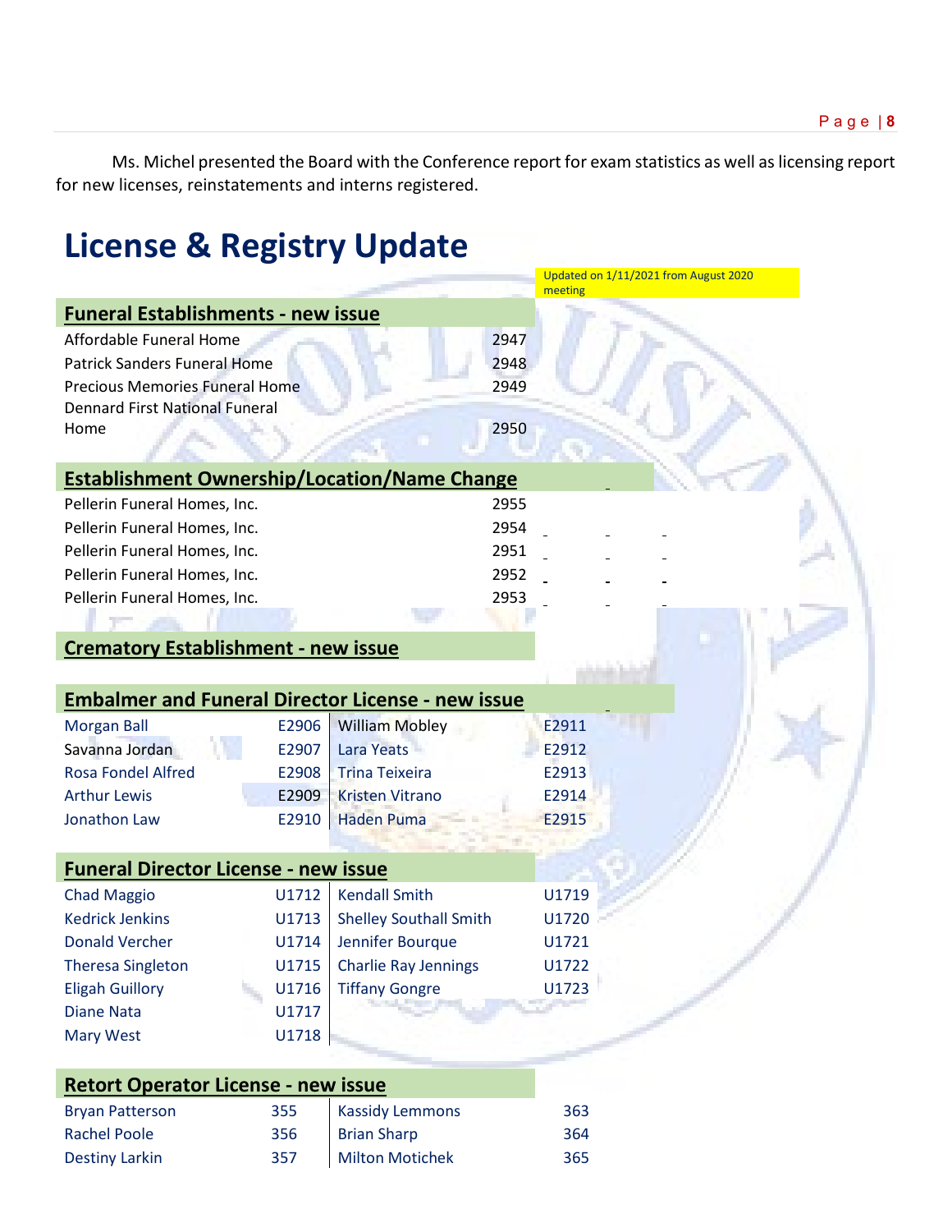Ms. Michel presented the Board with the Conference report for exam statistics as well as licensing report for new licenses, reinstatements and interns registered.

# License & Registry Update

Updated on 1/11/2021 from August 2020 meeting

## Funeral Establishments - new issue

| | |
|---|---|
| Affordable Funeral Home | 2947 |
| Patrick Sanders Funeral Home | 2948 |
| Precious Memories Funeral Home | 2949 |
| Dennard First National Funeral Home | 2950 |

## Establishment Ownership/Location/Name Change

| | |
|---|---|
| Pellerin Funeral Homes, Inc. | 2955 |
| Pellerin Funeral Homes, Inc. | 2954 |
| Pellerin Funeral Homes, Inc. | 2951 |
| Pellerin Funeral Homes, Inc. | 2952 |
| Pellerin Funeral Homes, Inc. | 2953 |

## Crematory Establishment - new issue

## Embalmer and Funeral Director License - new issue

| | | | |
|---|---|---|---|
| Morgan Ball | E2906 | William Mobley | E2911 |
| Savanna Jordan | E2907 | Lara Yeats | E2912 |
| Rosa Fondel Alfred | E2908 | Trina Teixeira | E2913 |
| Arthur Lewis | E2909 | Kristen Vitrano | E2914 |
| Jonathon Law | E2910 | Haden Puma | E2915 |

## Funeral Director License - new issue

| | | | |
|---|---|---|---|
| Chad Maggio | U1712 | Kendall Smith | U1719 |
| Kedrick Jenkins | U1713 | Shelley Southall Smith | U1720 |
| Donald Vercher | U1714 | Jennifer Bourque | U1721 |
| Theresa Singleton | U1715 | Charlie Ray Jennings | U1722 |
| Eligah Guillory | U1716 | Tiffany Gongre | U1723 |
| Diane Nata | U1717 | | |
| Mary West | U1718 | | |

## Retort Operator License - new issue

| | | | |
|---|---|---|---|
| Bryan Patterson | 355 | Kassidy Lemmons | 363 |
| Rachel Poole | 356 | Brian Sharp | 364 |
| Destiny Larkin | 357 | Milton Motichek | 365 |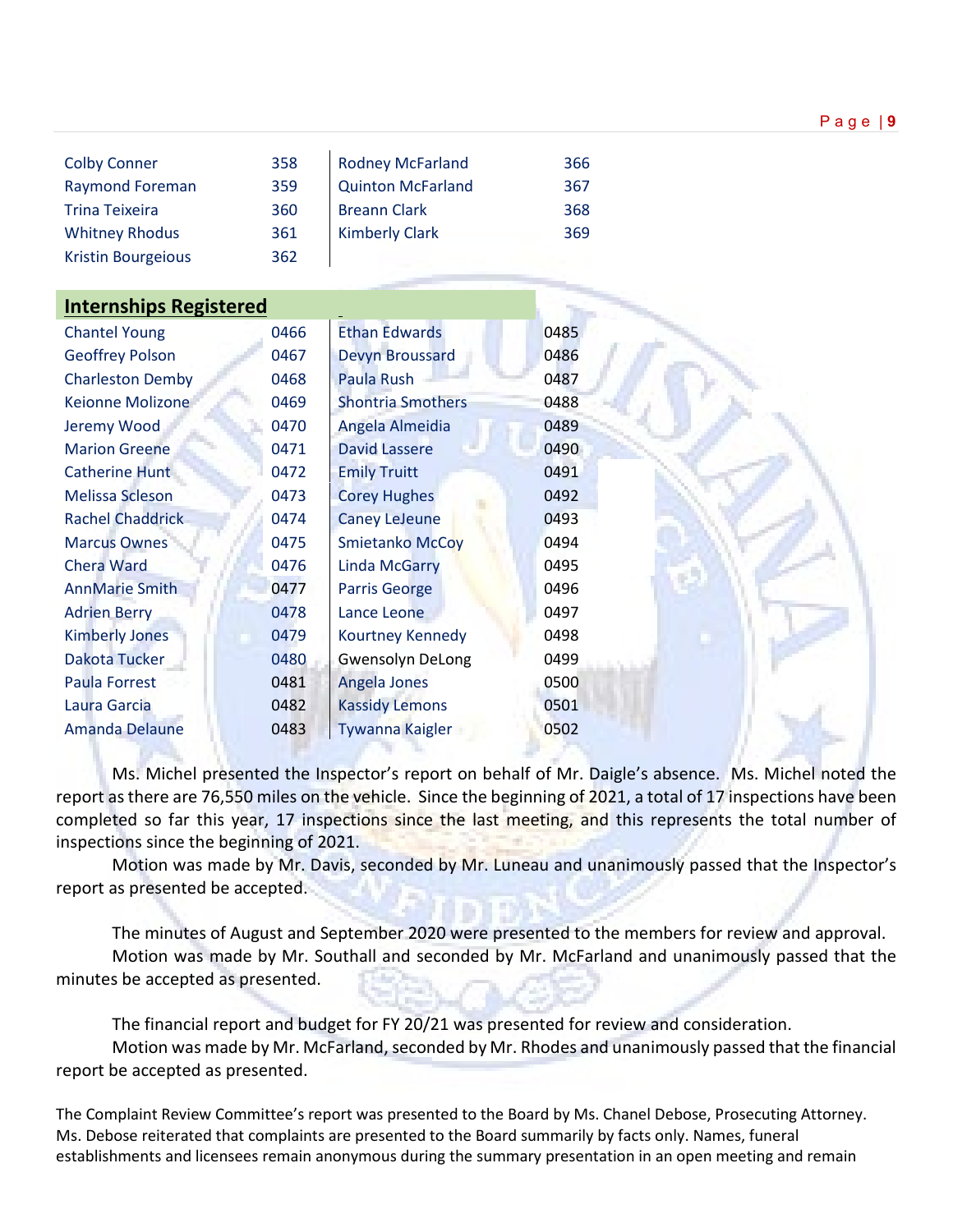| | | | |
|---|---|---|---|
| Colby Conner | 358 | Rodney McFarland | 366 |
| Raymond Foreman | 359 | Quinton McFarland | 367 |
| Trina Teixeira | 360 | Breann Clark | 368 |
| Whitney Rhodus | 361 | Kimberly Clark | 369 |
| Kristin Bourgeious | 362 | | |

## Internships Registered

| | | | |
|---|---|---|---|
| Chantel Young | 0466 | Ethan Edwards | 0485 |
| Geoffrey Polson | 0467 | Devyn Broussard | 0486 |
| Charleston Demby | 0468 | Paula Rush | 0487 |
| Keionne Molizone | 0469 | Shontria Smothers | 0488 |
| Jeremy Wood | 0470 | Angela Almeidia | 0489 |
| Marion Greene | 0471 | David Lassere | 0490 |
| Catherine Hunt | 0472 | Emily Truitt | 0491 |
| Melissa Scleson | 0473 | Corey Hughes | 0492 |
| Rachel Chaddrick | 0474 | Caney LeJeune | 0493 |
| Marcus Ownes | 0475 | Smietanko McCoy | 0494 |
| Chera Ward | 0476 | Linda McGarry | 0495 |
| AnnMarie Smith | 0477 | Parris George | 0496 |
| Adrien Berry | 0478 | Lance Leone | 0497 |
| Kimberly Jones | 0479 | Kourtney Kennedy | 0498 |
| Dakota Tucker | 0480 | Gwensolyn DeLong | 0499 |
| Paula Forrest | 0481 | Angela Jones | 0500 |
| Laura Garcia | 0482 | Kassidy Lemons | 0501 |
| Amanda Delaune | 0483 | Tywanna Kaigler | 0502 |

Ms. Michel presented the Inspector's report on behalf of Mr. Daigle's absence. Ms. Michel noted the report as there are 76,550 miles on the vehicle. Since the beginning of 2021, a total of 17 inspections have been completed so far this year, 17 inspections since the last meeting, and this represents the total number of inspections since the beginning of 2021.

Motion was made by Mr. Davis, seconded by Mr. Luneau and unanimously passed that the Inspector's report as presented be accepted.

The minutes of August and September 2020 were presented to the members for review and approval.

Motion was made by Mr. Southall and seconded by Mr. McFarland and unanimously passed that the minutes be accepted as presented.

The financial report and budget for FY 20/21 was presented for review and consideration.

Motion was made by Mr. McFarland, seconded by Mr. Rhodes and unanimously passed that the financial report be accepted as presented.

The Complaint Review Committee's report was presented to the Board by Ms. Chanel Debose, Prosecuting Attorney. Ms. Debose reiterated that complaints are presented to the Board summarily by facts only. Names, funeral establishments and licensees remain anonymous during the summary presentation in an open meeting and remain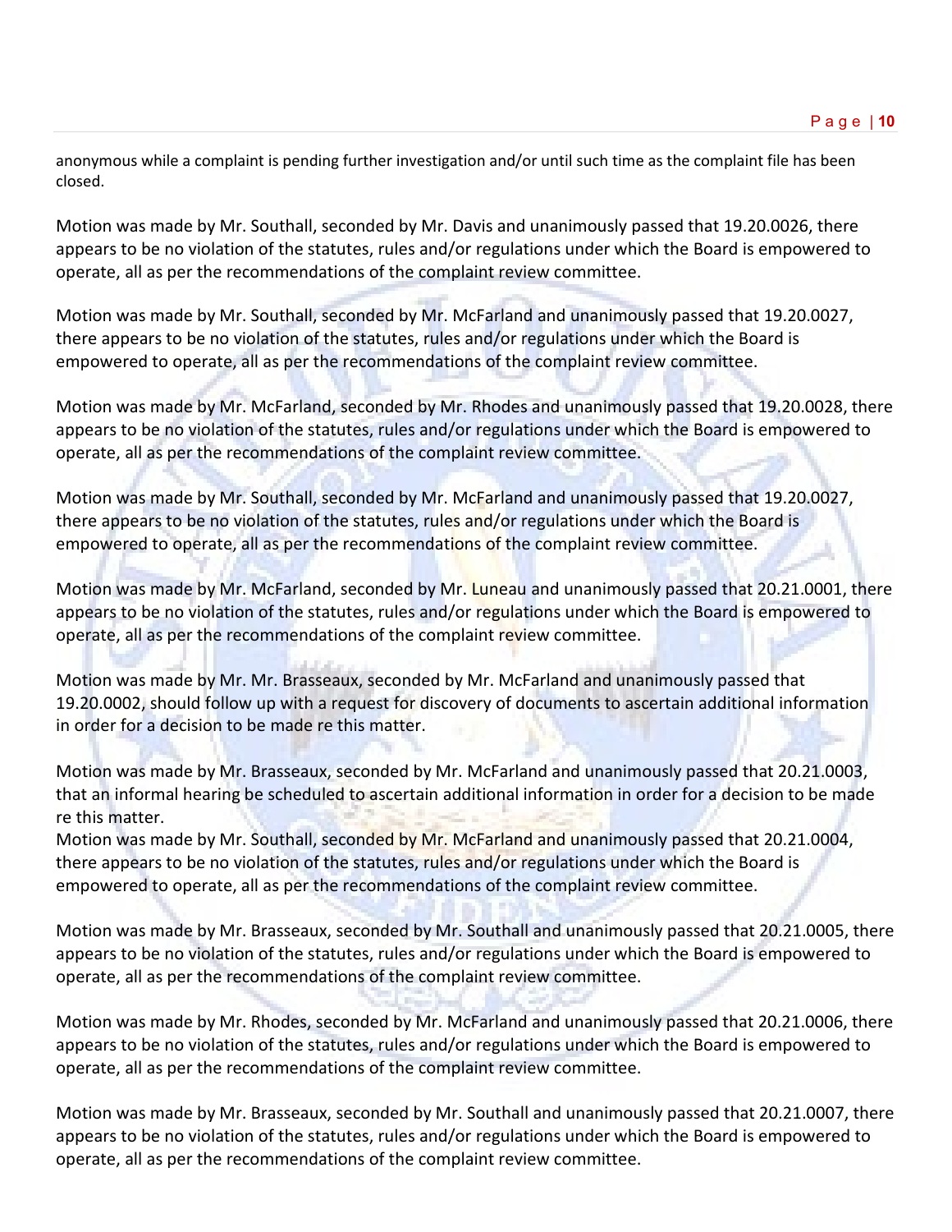anonymous while a complaint is pending further investigation and/or until such time as the complaint file has been closed.

Motion was made by Mr. Southall, seconded by Mr. Davis and unanimously passed that 19.20.0026, there appears to be no violation of the statutes, rules and/or regulations under which the Board is empowered to operate, all as per the recommendations of the complaint review committee.

Motion was made by Mr. Southall, seconded by Mr. McFarland and unanimously passed that 19.20.0027, there appears to be no violation of the statutes, rules and/or regulations under which the Board is empowered to operate, all as per the recommendations of the complaint review committee.

Motion was made by Mr. McFarland, seconded by Mr. Rhodes and unanimously passed that 19.20.0028, there appears to be no violation of the statutes, rules and/or regulations under which the Board is empowered to operate, all as per the recommendations of the complaint review committee.

Motion was made by Mr. Southall, seconded by Mr. McFarland and unanimously passed that 19.20.0027, there appears to be no violation of the statutes, rules and/or regulations under which the Board is empowered to operate, all as per the recommendations of the complaint review committee.

Motion was made by Mr. McFarland, seconded by Mr. Luneau and unanimously passed that 20.21.0001, there appears to be no violation of the statutes, rules and/or regulations under which the Board is empowered to operate, all as per the recommendations of the complaint review committee.

Motion was made by Mr. Mr. Brasseaux, seconded by Mr. McFarland and unanimously passed that 19.20.0002, should follow up with a request for discovery of documents to ascertain additional information in order for a decision to be made re this matter.

Motion was made by Mr. Brasseaux, seconded by Mr. McFarland and unanimously passed that 20.21.0003, that an informal hearing be scheduled to ascertain additional information in order for a decision to be made re this matter.

Motion was made by Mr. Southall, seconded by Mr. McFarland and unanimously passed that 20.21.0004, there appears to be no violation of the statutes, rules and/or regulations under which the Board is empowered to operate, all as per the recommendations of the complaint review committee.

Motion was made by Mr. Brasseaux, seconded by Mr. Southall and unanimously passed that 20.21.0005, there appears to be no violation of the statutes, rules and/or regulations under which the Board is empowered to operate, all as per the recommendations of the complaint review committee.

Motion was made by Mr. Rhodes, seconded by Mr. McFarland and unanimously passed that 20.21.0006, there appears to be no violation of the statutes, rules and/or regulations under which the Board is empowered to operate, all as per the recommendations of the complaint review committee.

Motion was made by Mr. Brasseaux, seconded by Mr. Southall and unanimously passed that 20.21.0007, there appears to be no violation of the statutes, rules and/or regulations under which the Board is empowered to operate, all as per the recommendations of the complaint review committee.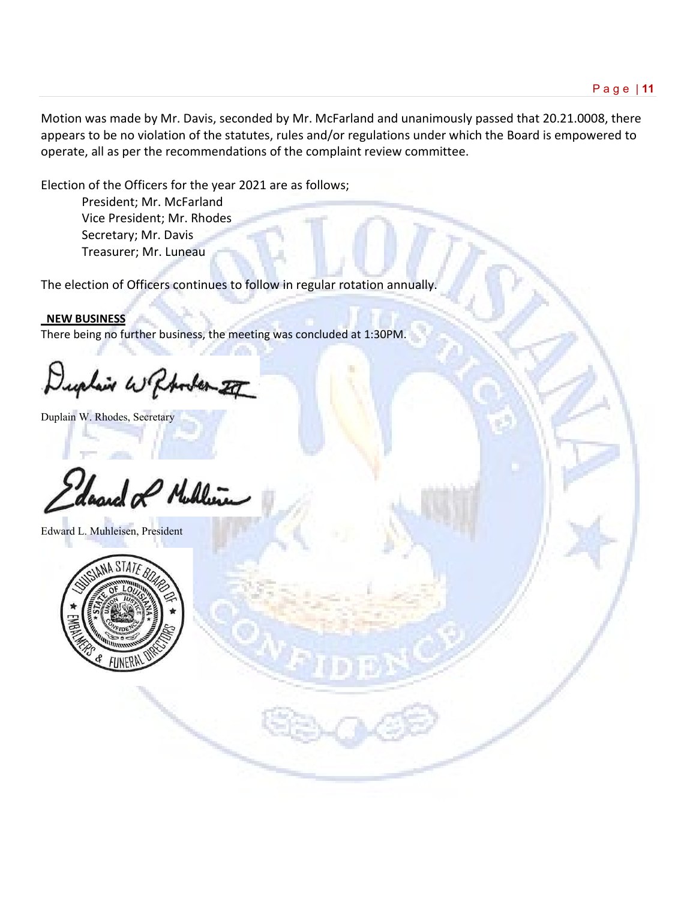Motion was made by Mr. Davis, seconded by Mr. McFarland and unanimously passed that 20.21.0008, there appears to be no violation of the statutes, rules and/or regulations under which the Board is empowered to operate, all as per the recommendations of the complaint review committee.

Election of the Officers for the year 2021 are as follows;

President; Mr. McFarland
Vice President; Mr. Rhodes
Secretary; Mr. Davis
Treasurer; Mr. Luneau

The election of Officers continues to follow in regular rotation annually.

**NEW BUSINESS**

There being no further business, the meeting was concluded at 1:30PM.

Duplain W. Rhodes, Secretary

Edward L. Muhleisen, President